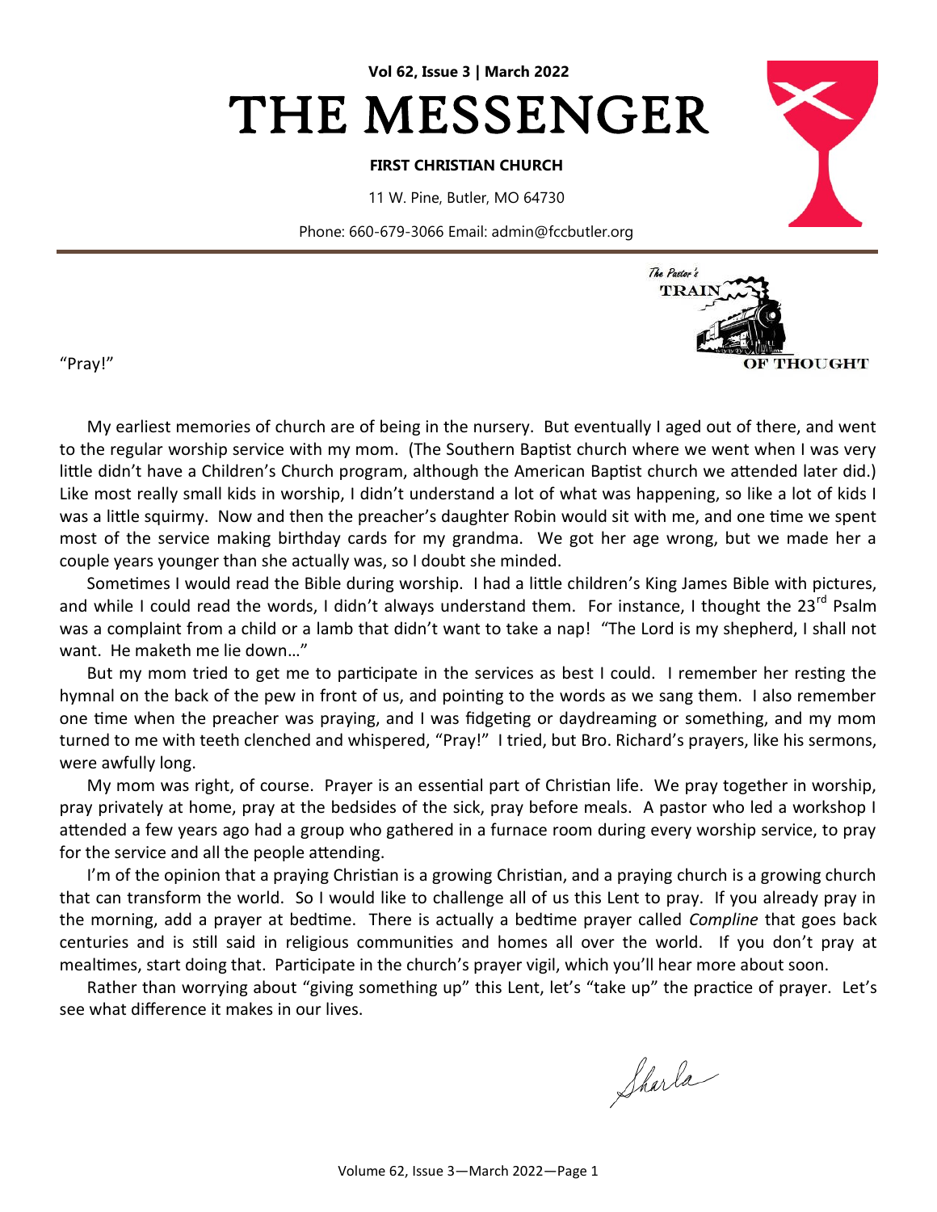**Vol 62, Issue 3 | March 2022**

# THE MESSENGER

**FIRST CHRISTIAN CHURCH**

11 W. Pine, Butler, MO 64730

Phone: 660-679-3066 Email: admin@fccbutler.org

The Pastor's TRAIN OF THOUGHT

"Pray!"

My earliest memories of church are of being in the nursery. But eventually I aged out of there, and went to the regular worship service with my mom. (The Southern Baptist church where we went when I was very little didn't have a Children's Church program, although the American Baptist church we attended later did.) Like most really small kids in worship, I didn't understand a lot of what was happening, so like a lot of kids I was a little squirmy. Now and then the preacher's daughter Robin would sit with me, and one time we spent most of the service making birthday cards for my grandma. We got her age wrong, but we made her a couple years younger than she actually was, so I doubt she minded.

Sometimes I would read the Bible during worship. I had a little children's King James Bible with pictures, and while I could read the words, I didn't always understand them. For instance, I thought the 23rd Psalm was a complaint from a child or a lamb that didn't want to take a nap! "The Lord is my shepherd, I shall not want. He maketh me lie down…"

But my mom tried to get me to participate in the services as best I could. I remember her resting the hymnal on the back of the pew in front of us, and pointing to the words as we sang them. I also remember one time when the preacher was praying, and I was fidgeting or daydreaming or something, and my mom turned to me with teeth clenched and whispered, "Pray!" I tried, but Bro. Richard's prayers, like his sermons, were awfully long.

My mom was right, of course. Prayer is an essential part of Christian life. We pray together in worship, pray privately at home, pray at the bedsides of the sick, pray before meals. A pastor who led a workshop I attended a few years ago had a group who gathered in a furnace room during every worship service, to pray for the service and all the people attending.

I'm of the opinion that a praying Christian is a growing Christian, and a praying church is a growing church that can transform the world. So I would like to challenge all of us this Lent to pray. If you already pray in the morning, add a prayer at bedtime. There is actually a bedtime prayer called *Compline* that goes back centuries and is still said in religious communities and homes all over the world. If you don't pray at mealtimes, start doing that. Participate in the church's prayer vigil, which you'll hear more about soon.

Rather than worrying about "giving something up" this Lent, let's "take up" the practice of prayer. Let's see what difference it makes in our lives.

Sharla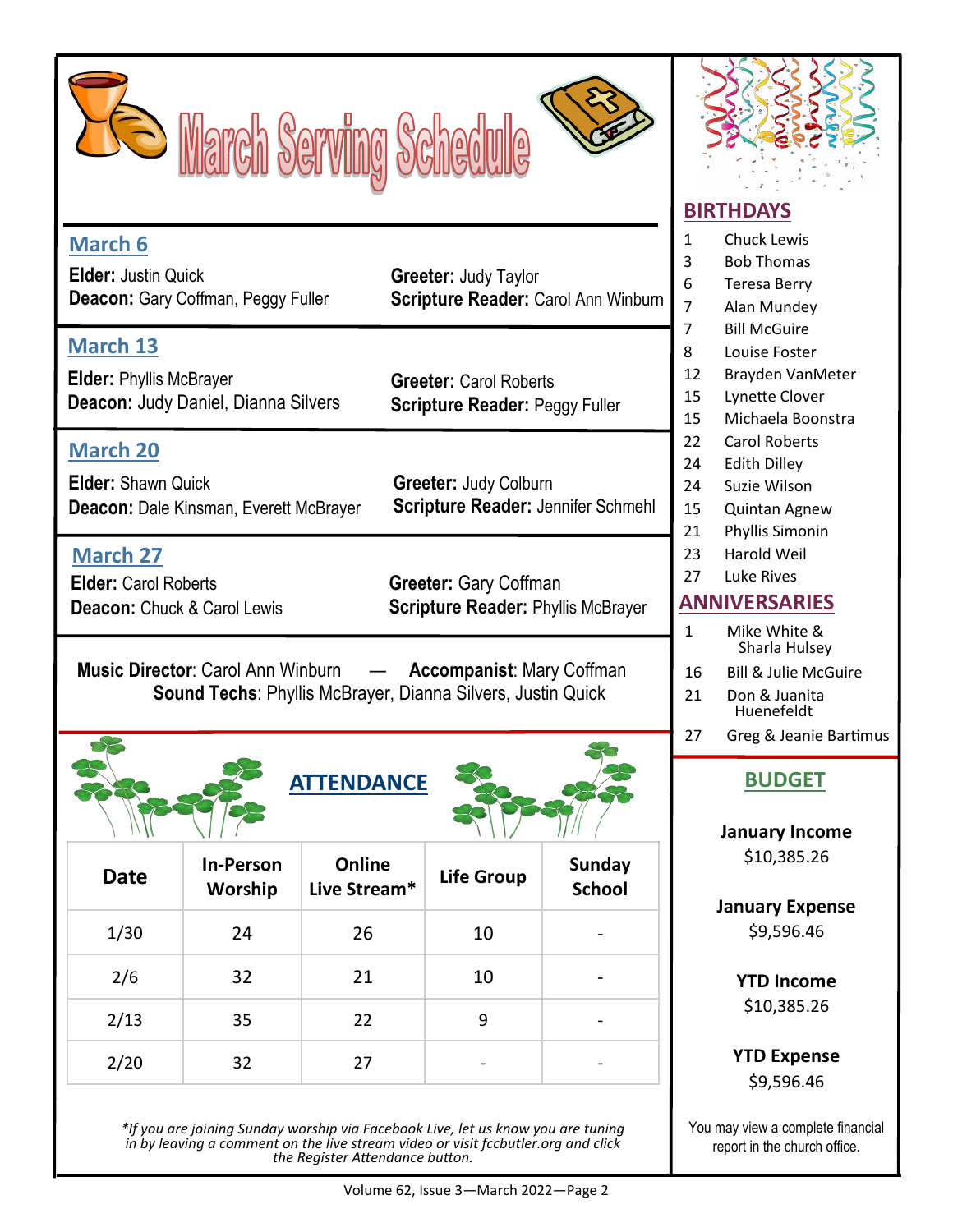# March Serving Schedule

## March 6

**Elder:** Justin Quick
**Deacon:** Gary Coffman, Peggy Fuller
**Greeter:** Judy Taylor
**Scripture Reader:** Carol Ann Winburn

## March 13

**Elder:** Phyllis McBrayer
**Deacon:** Judy Daniel, Dianna Silvers
**Greeter:** Carol Roberts
**Scripture Reader:** Peggy Fuller

## March 20

**Elder:** Shawn Quick
**Deacon:** Dale Kinsman, Everett McBrayer
**Greeter:** Judy Colburn
**Scripture Reader:** Jennifer Schmehl

## March 27

**Elder:** Carol Roberts
**Deacon:** Chuck & Carol Lewis
**Greeter:** Gary Coffman
**Scripture Reader:** Phyllis McBrayer

**Music Director**: Carol Ann Winburn — **Accompanist**: Mary Coffman
**Sound Techs**: Phyllis McBrayer, Dianna Silvers, Justin Quick

## ATTENDANCE

| Date | In-Person Worship | Online Live Stream* | Life Group | Sunday School |
|---|---|---|---|---|
| 1/30 | 24 | 26 | 10 | - |
| 2/6 | 32 | 21 | 10 | - |
| 2/13 | 35 | 22 | 9 | - |
| 2/20 | 32 | 27 | - | - |

*\*If you are joining Sunday worship via Facebook Live, let us know you are tuning in by leaving a comment on the live stream video or visit fccbutler.org and click the Register Attendance button.*

## BIRTHDAYS

- 1 Chuck Lewis
- 3 Bob Thomas
- 6 Teresa Berry
- 7 Alan Mundey
- 7 Bill McGuire
- 8 Louise Foster
- 12 Brayden VanMeter
- 15 Lynette Clover
- 15 Michaela Boonstra
- 22 Carol Roberts
- 24 Edith Dilley
- 24 Suzie Wilson
- 15 Quintan Agnew
- 21 Phyllis Simonin
- 23 Harold Weil
- 27 Luke Rives

## ANNIVERSARIES

- 1 Mike White & Sharla Hulsey
- 16 Bill & Julie McGuire
- 21 Don & Juanita Huenefeldt
- 27 Greg & Jeanie Bartimus

## BUDGET

**January Income**
$10,385.26

**January Expense**
$9,596.46

**YTD Income**
$10,385.26

**YTD Expense**
$9,596.46

You may view a complete financial report in the church office.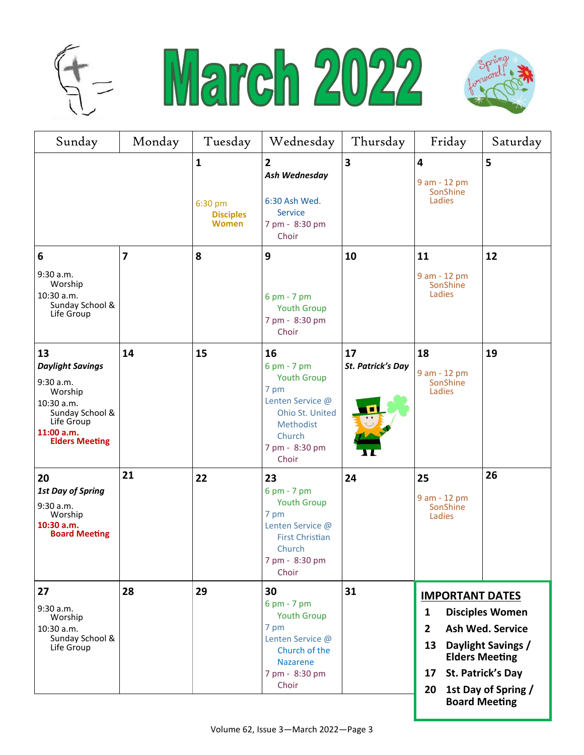# March 2022

| Sunday | Monday | Tuesday | Wednesday | Thursday | Friday | Saturday |
|---|---|---|---|---|---|---|
| | | **1**<br><br>6:30 pm **Disciples Women** | **2** ***Ash Wednesday***<br><br>6:30 Ash Wed. Service<br>7 pm - 8:30 pm Choir | **3** | **4**<br><br>9 am - 12 pm SonShine Ladies | **5** |
| **6**<br>9:30 a.m. Worship<br>10:30 a.m. Sunday School & Life Group | **7** | **8** | **9**<br><br>6 pm - 7 pm Youth Group<br>7 pm - 8:30 pm Choir | **10** | **11**<br>9 am - 12 pm SonShine Ladies | **12** |
| **13** ***Daylight Savings***<br>9:30 a.m. Worship<br>10:30 a.m. Sunday School & Life Group<br>**11:00 a.m. Elders Meeting** | **14** | **15** | **16**<br>6 pm - 7 pm Youth Group<br>7 pm Lenten Service @ Ohio St. United Methodist Church<br>7 pm - 8:30 pm Choir | **17** ***St. Patrick's Day*** | **18**<br>9 am - 12 pm SonShine Ladies | **19** |
| **20** ***1st Day of Spring***<br>9:30 a.m. Worship<br>**10:30 a.m. Board Meeting** | **21** | **22** | **23**<br>6 pm - 7 pm Youth Group<br>7 pm Lenten Service @ First Christian Church<br>7 pm - 8:30 pm Choir | **24** | **25**<br>9 am - 12 pm SonShine Ladies | **26** |
| **27**<br>9:30 a.m. Worship<br>10:30 a.m. Sunday School & Life Group | **28** | **29** | **30**<br>6 pm - 7 pm Youth Group<br>7 pm Lenten Service @ Church of the Nazarene<br>7 pm - 8:30 pm Choir | **31** | | |

**IMPORTANT DATES**

- **1** **Disciples Women**
- **2** **Ash Wed. Service**
- **13** **Daylight Savings / Elders Meeting**
- **17** **St. Patrick's Day**
- **20** **1st Day of Spring / Board Meeting**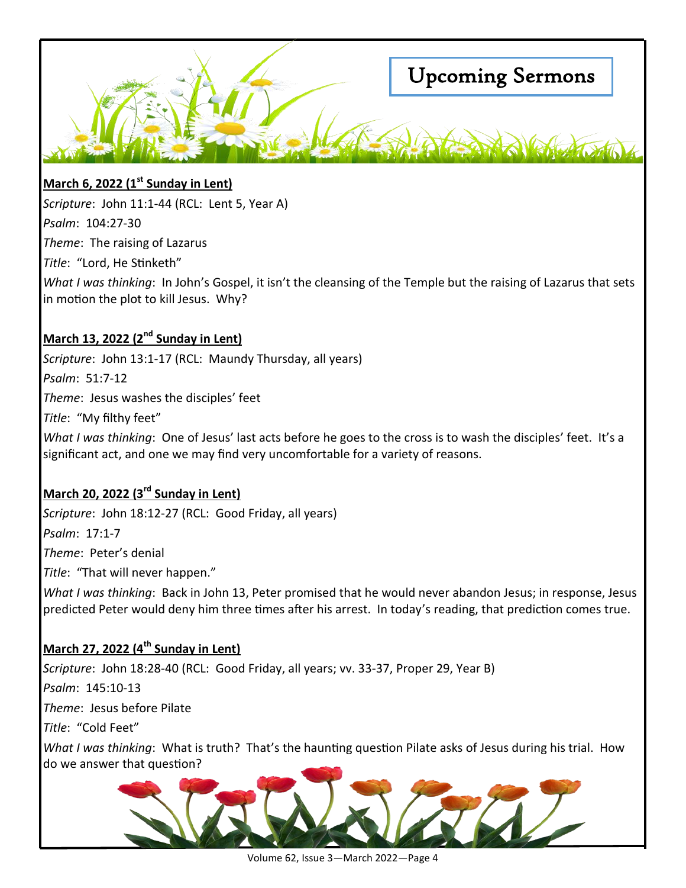# Upcoming Sermons

**March 6, 2022 (1st Sunday in Lent)**

*Scripture*: John 11:1-44 (RCL: Lent 5, Year A)

*Psalm*: 104:27-30

*Theme*: The raising of Lazarus

*Title*: "Lord, He Stinketh"

*What I was thinking*: In John's Gospel, it isn't the cleansing of the Temple but the raising of Lazarus that sets in motion the plot to kill Jesus. Why?

**March 13, 2022 (2nd Sunday in Lent)**

*Scripture*: John 13:1-17 (RCL: Maundy Thursday, all years)

*Psalm*: 51:7-12

*Theme*: Jesus washes the disciples' feet

*Title*: "My filthy feet"

*What I was thinking*: One of Jesus' last acts before he goes to the cross is to wash the disciples' feet. It's a significant act, and one we may find very uncomfortable for a variety of reasons.

**March 20, 2022 (3rd Sunday in Lent)**

*Scripture*: John 18:12-27 (RCL: Good Friday, all years)

*Psalm*: 17:1-7

*Theme*: Peter's denial

*Title*: "That will never happen."

*What I was thinking*: Back in John 13, Peter promised that he would never abandon Jesus; in response, Jesus predicted Peter would deny him three times after his arrest. In today's reading, that prediction comes true.

**March 27, 2022 (4th Sunday in Lent)**

*Scripture*: John 18:28-40 (RCL: Good Friday, all years; vv. 33-37, Proper 29, Year B)

*Psalm*: 145:10-13

*Theme*: Jesus before Pilate

*Title*: "Cold Feet"

*What I was thinking*: What is truth? That's the haunting question Pilate asks of Jesus during his trial. How do we answer that question?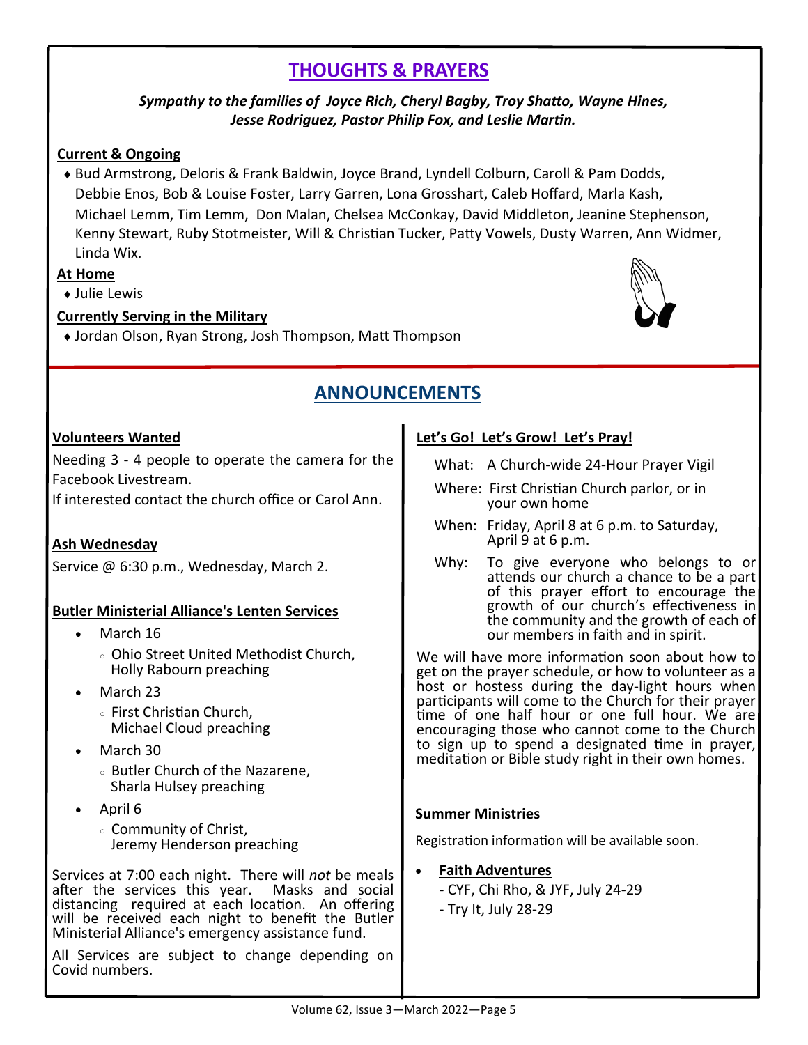## THOUGHTS & PRAYERS

***Sympathy to the families of Joyce Rich, Cheryl Bagby, Troy Shatto, Wayne Hines, Jesse Rodriguez, Pastor Philip Fox, and Leslie Martin.***

**Current & Ongoing**

- Bud Armstrong, Deloris & Frank Baldwin, Joyce Brand, Lyndell Colburn, Caroll & Pam Dodds, Debbie Enos, Bob & Louise Foster, Larry Garren, Lona Grosshart, Caleb Hoffard, Marla Kash, Michael Lemm, Tim Lemm, Don Malan, Chelsea McConkay, David Middleton, Jeanine Stephenson, Kenny Stewart, Ruby Stotmeister, Will & Christian Tucker, Patty Vowels, Dusty Warren, Ann Widmer, Linda Wix.

**At Home**

- Julie Lewis

**Currently Serving in the Military**

- Jordan Olson, Ryan Strong, Josh Thompson, Matt Thompson

## ANNOUNCEMENTS

**Volunteers Wanted**

Needing 3 - 4 people to operate the camera for the Facebook Livestream.
If interested contact the church office or Carol Ann.

**Ash Wednesday**

Service @ 6:30 p.m., Wednesday, March 2.

**Butler Ministerial Alliance's Lenten Services**

- March 16
  - Ohio Street United Methodist Church, Holly Rabourn preaching
- March 23
  - First Christian Church, Michael Cloud preaching
- March 30
  - Butler Church of the Nazarene, Sharla Hulsey preaching
- April 6
  - Community of Christ, Jeremy Henderson preaching

Services at 7:00 each night. There will *not* be meals after the services this year. Masks and social distancing required at each location. An offering will be received each night to benefit the Butler Ministerial Alliance's emergency assistance fund.

All Services are subject to change depending on Covid numbers.

**Let's Go! Let's Grow! Let's Pray!**

What: A Church-wide 24-Hour Prayer Vigil

Where: First Christian Church parlor, or in your own home

When: Friday, April 8 at 6 p.m. to Saturday, April 9 at 6 p.m.

Why: To give everyone who belongs to or attends our church a chance to be a part of this prayer effort to encourage the growth of our church's effectiveness in the community and the growth of each of our members in faith and in spirit.

We will have more information soon about how to get on the prayer schedule, or how to volunteer as a host or hostess during the day-light hours when participants will come to the Church for their prayer time of one half hour or one full hour. We are encouraging those who cannot come to the Church to sign up to spend a designated time in prayer, meditation or Bible study right in their own homes.

**Summer Ministries**

Registration information will be available soon.

- **Faith Adventures**
  - CYF, Chi Rho, & JYF, July 24-29
  - Try It, July 28-29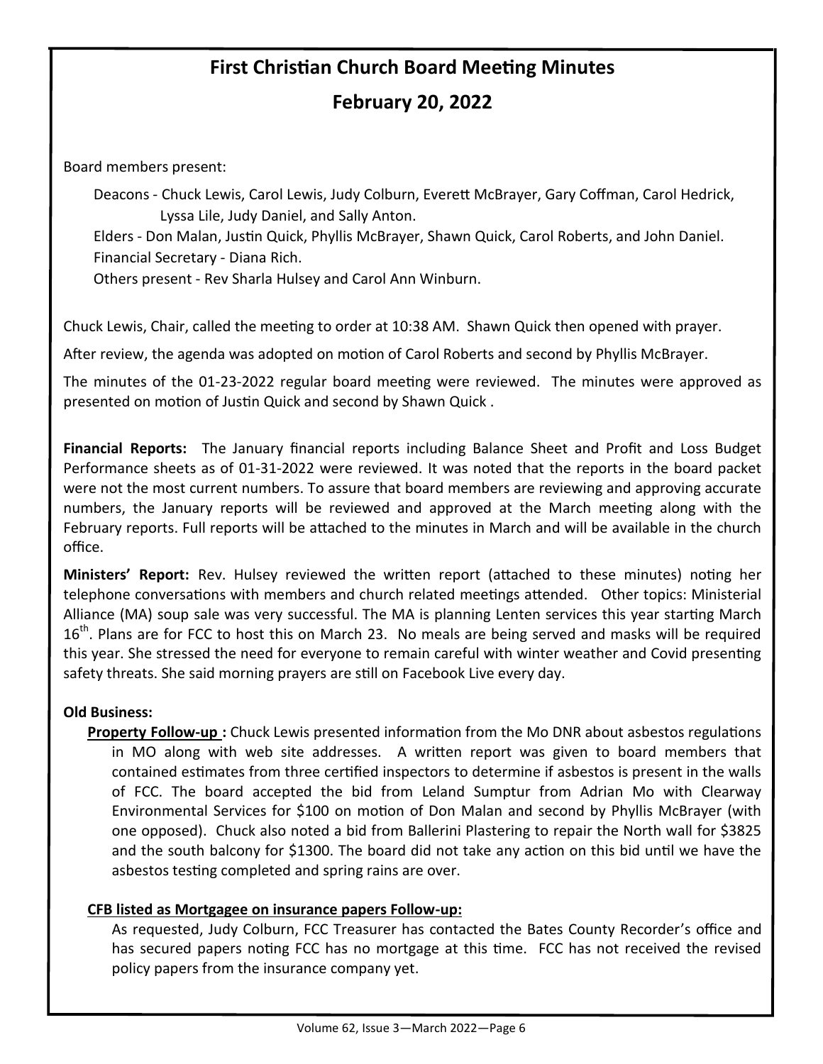# First Christian Church Board Meeting Minutes

## February 20, 2022

Board members present:

Deacons - Chuck Lewis, Carol Lewis, Judy Colburn, Everett McBrayer, Gary Coffman, Carol Hedrick, Lyssa Lile, Judy Daniel, and Sally Anton.

Elders - Don Malan, Justin Quick, Phyllis McBrayer, Shawn Quick, Carol Roberts, and John Daniel.

Financial Secretary - Diana Rich.

Others present - Rev Sharla Hulsey and Carol Ann Winburn.

Chuck Lewis, Chair, called the meeting to order at 10:38 AM. Shawn Quick then opened with prayer.

After review, the agenda was adopted on motion of Carol Roberts and second by Phyllis McBrayer.

The minutes of the 01-23-2022 regular board meeting were reviewed. The minutes were approved as presented on motion of Justin Quick and second by Shawn Quick .

**Financial Reports:** The January financial reports including Balance Sheet and Profit and Loss Budget Performance sheets as of 01-31-2022 were reviewed. It was noted that the reports in the board packet were not the most current numbers. To assure that board members are reviewing and approving accurate numbers, the January reports will be reviewed and approved at the March meeting along with the February reports. Full reports will be attached to the minutes in March and will be available in the church office.

**Ministers' Report:** Rev. Hulsey reviewed the written report (attached to these minutes) noting her telephone conversations with members and church related meetings attended. Other topics: Ministerial Alliance (MA) soup sale was very successful. The MA is planning Lenten services this year starting March 16th. Plans are for FCC to host this on March 23. No meals are being served and masks will be required this year. She stressed the need for everyone to remain careful with winter weather and Covid presenting safety threats. She said morning prayers are still on Facebook Live every day.

**Old Business:**

**Property Follow-up :** Chuck Lewis presented information from the Mo DNR about asbestos regulations in MO along with web site addresses. A written report was given to board members that contained estimates from three certified inspectors to determine if asbestos is present in the walls of FCC. The board accepted the bid from Leland Sumptur from Adrian Mo with Clearway Environmental Services for $100 on motion of Don Malan and second by Phyllis McBrayer (with one opposed). Chuck also noted a bid from Ballerini Plastering to repair the North wall for $3825 and the south balcony for $1300. The board did not take any action on this bid until we have the asbestos testing completed and spring rains are over.

**CFB listed as Mortgagee on insurance papers Follow-up:**

As requested, Judy Colburn, FCC Treasurer has contacted the Bates County Recorder's office and has secured papers noting FCC has no mortgage at this time. FCC has not received the revised policy papers from the insurance company yet.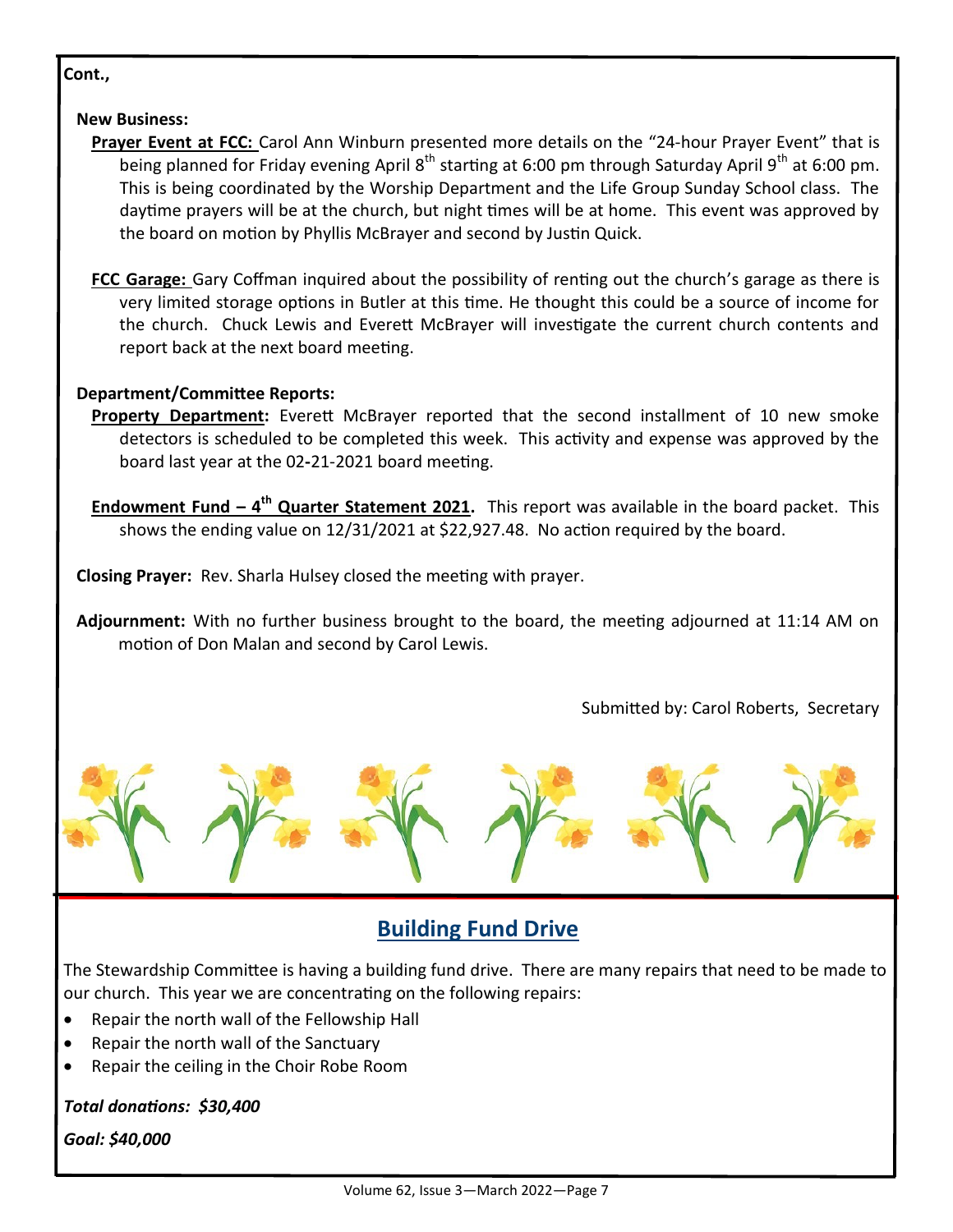**Cont.,**

**New Business:**

**Prayer Event at FCC:** Carol Ann Winburn presented more details on the "24-hour Prayer Event" that is being planned for Friday evening April 8th starting at 6:00 pm through Saturday April 9th at 6:00 pm. This is being coordinated by the Worship Department and the Life Group Sunday School class. The daytime prayers will be at the church, but night times will be at home. This event was approved by the board on motion by Phyllis McBrayer and second by Justin Quick.

**FCC Garage:** Gary Coffman inquired about the possibility of renting out the church's garage as there is very limited storage options in Butler at this time. He thought this could be a source of income for the church. Chuck Lewis and Everett McBrayer will investigate the current church contents and report back at the next board meeting.

**Department/Committee Reports:**

**Property Department:** Everett McBrayer reported that the second installment of 10 new smoke detectors is scheduled to be completed this week. This activity and expense was approved by the board last year at the 02-21-2021 board meeting.

**Endowment Fund – 4th Quarter Statement 2021.** This report was available in the board packet. This shows the ending value on 12/31/2021 at $22,927.48. No action required by the board.

**Closing Prayer:** Rev. Sharla Hulsey closed the meeting with prayer.

**Adjournment:** With no further business brought to the board, the meeting adjourned at 11:14 AM on motion of Don Malan and second by Carol Lewis.

Submitted by: Carol Roberts, Secretary

## Building Fund Drive

The Stewardship Committee is having a building fund drive. There are many repairs that need to be made to our church. This year we are concentrating on the following repairs:

- Repair the north wall of the Fellowship Hall
- Repair the north wall of the Sanctuary
- Repair the ceiling in the Choir Robe Room

***Total donations: $30,400***

***Goal: $40,000***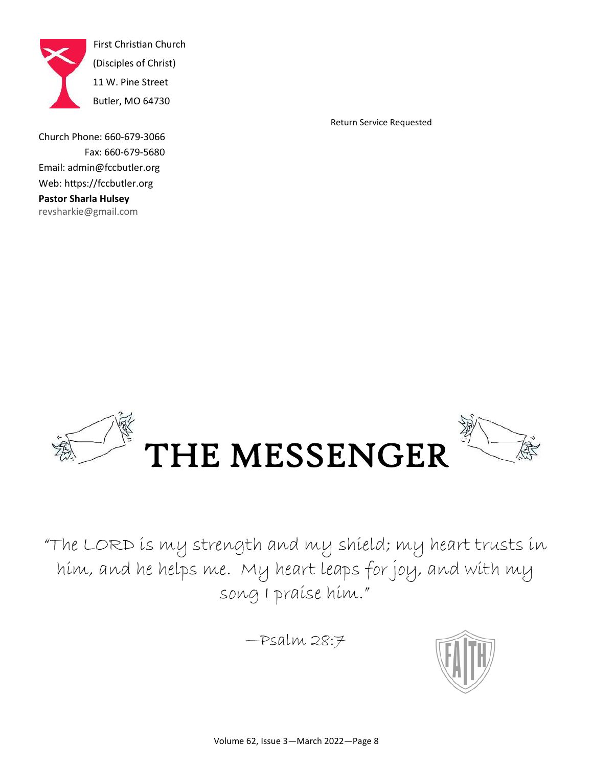First Christian Church

(Disciples of Christ)

11 W. Pine Street

Butler, MO 64730

Return Service Requested

Church Phone: 660-679-3066

Fax: 660-679-5680

Email: admin@fccbutler.org

Web: https://fccbutler.org

**Pastor Sharla Hulsey**

revsharkie@gmail.com

# THE MESSENGER

"The LORD is my strength and my shield; my heart trusts in him, and he helps me. My heart leaps for joy, and with my song I praise him."

—Psalm 28:7

FAITH